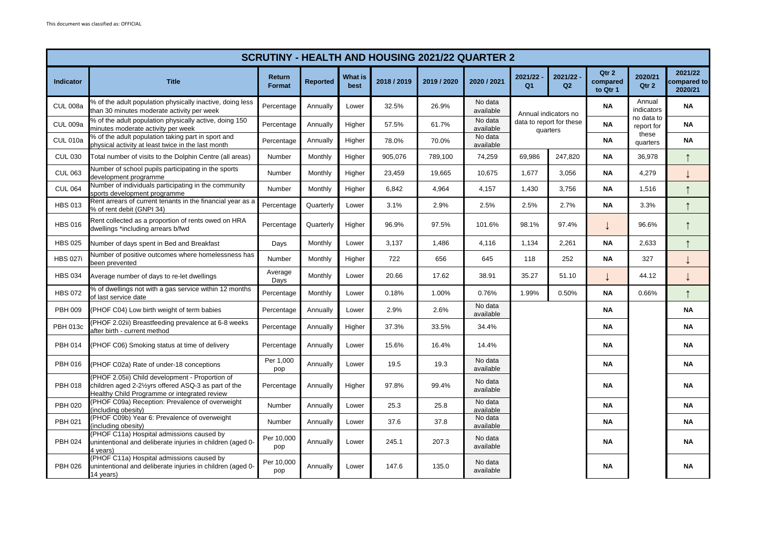This document was classified as: OFFICIAL

| SCRUTINY - HEALTH AND HOUSING 2021/22 QUARTER 2 | | | | | | | | | | | | |
|---|---|---|---|---|---|---|---|---|---|---|---|---|
| **Indicator** | **Title** | **Return Format** | **Reported** | **What is best** | **2018 / 2019** | **2019 / 2020** | **2020 / 2021** | **2021/22 - Q1** | **2021/22 - Q2** | **Qtr 2 compared to Qtr 1** | **2020/21 Qtr 2** | **2021/22 compared to 2020/21** |
| CUL 008a | % of the adult population physically inactive, doing less than 30 minutes moderate activity per week | Percentage | Annually | Lower | 32.5% | 26.9% | No data available | Annual indicators no data to report for these quarters | | **NA** | Annual indicators no data to report for these quarters | **NA** |
| CUL 009a | % of the adult population physically active, doing 150 minutes moderate activity per week | Percentage | Annually | Higher | 57.5% | 61.7% | No data available | | | **NA** | | **NA** |
| CUL 010a | % of the adult population taking part in sport and physical activity at least twice in the last month | Percentage | Annually | Higher | 78.0% | 70.0% | No data available | | | **NA** | | **NA** |
| CUL 030 | Total number of visits to the Dolphin Centre (all areas) | Number | Monthly | Higher | 905,076 | 789,100 | 74,259 | 69,986 | 247,820 | **NA** | 36,978 | ↑ |
| CUL 063 | Number of school pupils participating in the sports development programme | Number | Monthly | Higher | 23,459 | 19,665 | 10,675 | 1,677 | 3,056 | **NA** | 4,279 | ↓ |
| CUL 064 | Number of individuals participating in the community sports development programme | Number | Monthly | Higher | 6,842 | 4,964 | 4,157 | 1,430 | 3,756 | **NA** | 1,516 | ↑ |
| HBS 013 | Rent arrears of current tenants in the financial year as a % of rent debit (GNPI 34) | Percentage | Quarterly | Lower | 3.1% | 2.9% | 2.5% | 2.5% | 2.7% | **NA** | 3.3% | ↑ |
| HBS 016 | Rent collected as a proportion of rents owed on HRA dwellings *including arrears b/fwd | Percentage | Quarterly | Higher | 96.9% | 97.5% | 101.6% | 98.1% | 97.4% | ↓ | 96.6% | ↑ |
| HBS 025 | Number of days spent in Bed and Breakfast | Days | Monthly | Lower | 3,137 | 1,486 | 4,116 | 1,134 | 2,261 | **NA** | 2,633 | ↑ |
| HBS 027i | Number of positive outcomes where homelessness has been prevented | Number | Monthly | Higher | 722 | 656 | 645 | 118 | 252 | **NA** | 327 | ↓ |
| HBS 034 | Average number of days to re-let dwellings | Average Days | Monthly | Lower | 20.66 | 17.62 | 38.91 | 35.27 | 51.10 | ↓ | 44.12 | ↓ |
| HBS 072 | % of dwellings not with a gas service within 12 months of last service date | Percentage | Monthly | Lower | 0.18% | 1.00% | 0.76% | 1.99% | 0.50% | **NA** | 0.66% | ↑ |
| PBH 009 | (PHOF C04) Low birth weight of term babies | Percentage | Annually | Lower | 2.9% | 2.6% | No data available | | | **NA** | | **NA** |
| PBH 013c | (PHOF 2.02ii) Breastfeeding prevalence at 6-8 weeks after birth - current method | Percentage | Annually | Higher | 37.3% | 33.5% | 34.4% | | | **NA** | | **NA** |
| PBH 014 | (PHOF C06) Smoking status at time of delivery | Percentage | Annually | Lower | 15.6% | 16.4% | 14.4% | | | **NA** | | **NA** |
| PBH 016 | (PHOF C02a) Rate of under-18 conceptions | Per 1,000 pop | Annually | Lower | 19.5 | 19.3 | No data available | | | **NA** | | **NA** |
| PBH 018 | (PHOF 2.05ii) Child development - Proportion of children aged 2-2½yrs offered ASQ-3 as part of the Healthy Child Programme or integrated review | Percentage | Annually | Higher | 97.8% | 99.4% | No data available | | | **NA** | | **NA** |
| PBH 020 | (PHOF C09a) Reception: Prevalence of overweight (including obesity) | Number | Annually | Lower | 25.3 | 25.8 | No data available | | | **NA** | | **NA** |
| PBH 021 | (PHOF C09b) Year 6: Prevalence of overweight (including obesity) | Number | Annually | Lower | 37.6 | 37.8 | No data available | | | **NA** | | **NA** |
| PBH 024 | (PHOF C11a) Hospital admissions caused by unintentional and deliberate injuries in children (aged 0-4 years) | Per 10,000 pop | Annually | Lower | 245.1 | 207.3 | No data available | | | **NA** | | **NA** |
| PBH 026 | (PHOF C11a) Hospital admissions caused by unintentional and deliberate injuries in children (aged 0-14 years) | Per 10,000 pop | Annually | Lower | 147.6 | 135.0 | No data available | | | **NA** | | **NA** |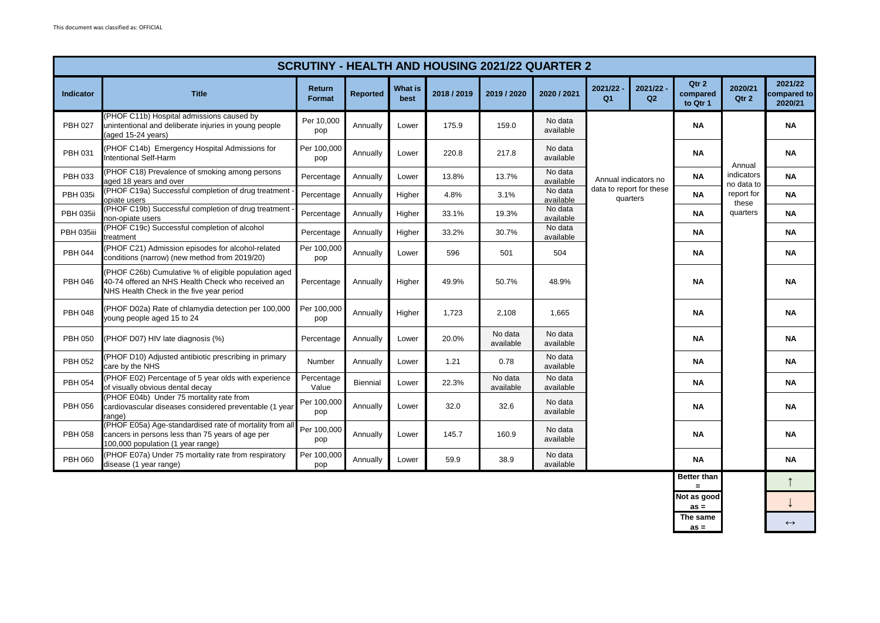This document was classified as: OFFICIAL

# SCRUTINY - HEALTH AND HOUSING 2021/22 QUARTER 2

| Indicator | Title | Return Format | Reported | What is best | 2018 / 2019 | 2019 / 2020 | 2020 / 2021 | 2021/22 - Q1 | 2021/22 - Q2 | Qtr 2 compared to Qtr 1 | 2020/21 Qtr 2 | 2021/22 compared to 2020/21 |
|---|---|---|---|---|---|---|---|---|---|---|---|---|
| PBH 027 | (PHOF C11b) Hospital admissions caused by unintentional and deliberate injuries in young people (aged 15-24 years) | Per 10,000 pop | Annually | Lower | 175.9 | 159.0 | No data available | Annual indicators no data to report for these quarters | | NA | Annual indicators no data to report for these quarters | NA |
| PBH 031 | (PHOF C14b) Emergency Hospital Admissions for Intentional Self-Harm | Per 100,000 pop | Annually | Lower | 220.8 | 217.8 | No data available | | | NA | | NA |
| PBH 033 | (PHOF C18) Prevalence of smoking among persons aged 18 years and over | Percentage | Annually | Lower | 13.8% | 13.7% | No data available | | | NA | | NA |
| PBH 035i | (PHOF C19a) Successful completion of drug treatment - opiate users | Percentage | Annually | Higher | 4.8% | 3.1% | No data available | | | NA | | NA |
| PBH 035ii | (PHOF C19b) Successful completion of drug treatment - non-opiate users | Percentage | Annually | Higher | 33.1% | 19.3% | No data available | | | NA | | NA |
| PBH 035iii | (PHOF C19c) Successful completion of alcohol treatment | Percentage | Annually | Higher | 33.2% | 30.7% | No data available | | | NA | | NA |
| PBH 044 | (PHOF C21) Admission episodes for alcohol-related conditions (narrow) (new method from 2019/20) | Per 100,000 pop | Annually | Lower | 596 | 501 | 504 | | | NA | | NA |
| PBH 046 | (PHOF C26b) Cumulative % of eligible population aged 40-74 offered an NHS Health Check who received an NHS Health Check in the five year period | Percentage | Annually | Higher | 49.9% | 50.7% | 48.9% | | | NA | | NA |
| PBH 048 | (PHOF D02a) Rate of chlamydia detection per 100,000 young people aged 15 to 24 | Per 100,000 pop | Annually | Higher | 1,723 | 2,108 | 1,665 | | | NA | | NA |
| PBH 050 | (PHOF D07) HIV late diagnosis (%) | Percentage | Annually | Lower | 20.0% | No data available | No data available | | | NA | | NA |
| PBH 052 | (PHOF D10) Adjusted antibiotic prescribing in primary care by the NHS | Number | Annually | Lower | 1.21 | 0.78 | No data available | | | NA | | NA |
| PBH 054 | (PHOF E02) Percentage of 5 year olds with experience of visually obvious dental decay | Percentage Value | Biennial | Lower | 22.3% | No data available | No data available | | | NA | | NA |
| PBH 056 | (PHOF E04b) Under 75 mortality rate from cardiovascular diseases considered preventable (1 year range) | Per 100,000 pop | Annually | Lower | 32.0 | 32.6 | No data available | | | NA | | NA |
| PBH 058 | (PHOF E05a) Age-standardised rate of mortality from all cancers in persons less than 75 years of age per 100,000 population (1 year range) | Per 100,000 pop | Annually | Lower | 145.7 | 160.9 | No data available | | | NA | | NA |
| PBH 060 | (PHOF E07a) Under 75 mortality rate from respiratory disease (1 year range) | Per 100,000 pop | Annually | Lower | 59.9 | 38.9 | No data available | | | NA | | NA |

| | |
|---|---|
| Better than = | ↑ |
| Not as good as = | ↓ |
| The same as = | ↔ |